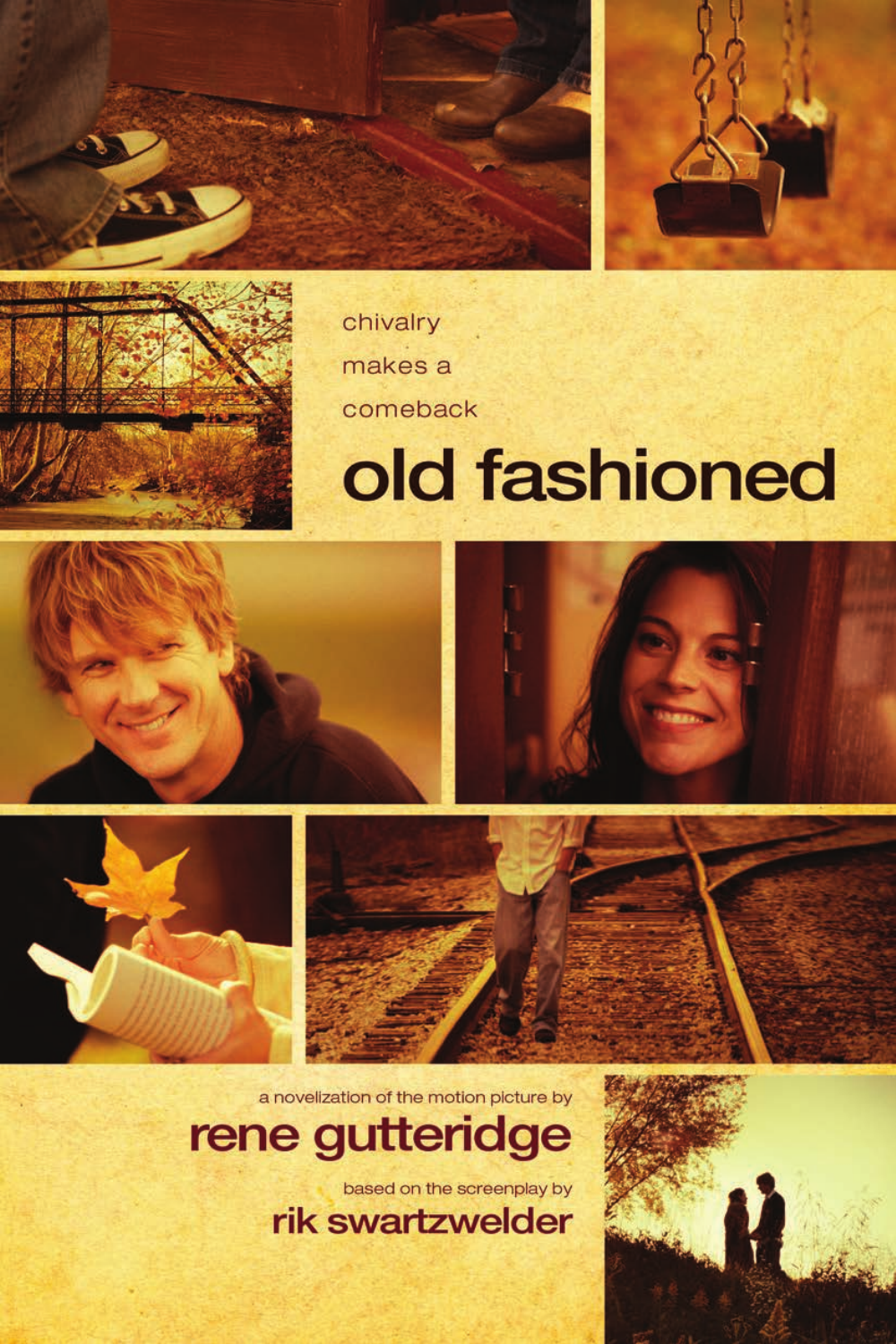chivalry
makes a
comeback

# old fashioned

a novelization of the motion picture by

## rene gutteridge

based on the screenplay by

## rik swartzwelder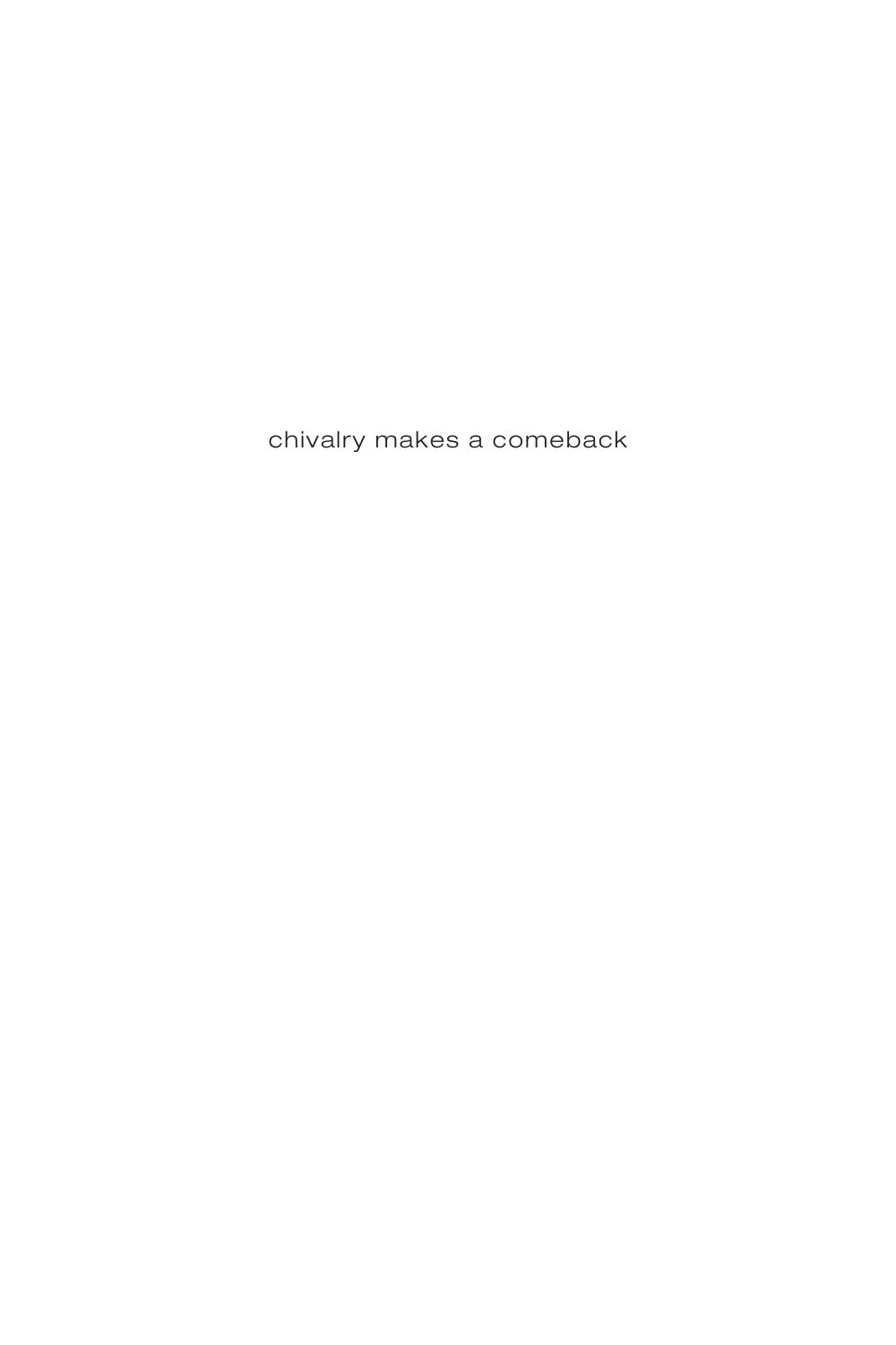chivalry makes a comeback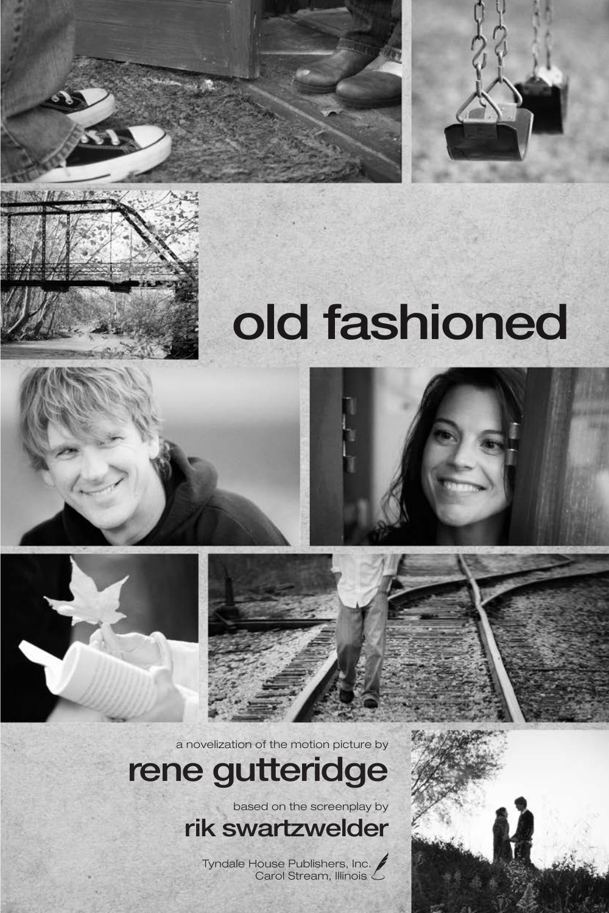# old fashioned

a novelization of the motion picture by

## rene gutteridge

based on the screenplay by

## rik swartzwelder

Tyndale House Publishers, Inc.
Carol Stream, Illinois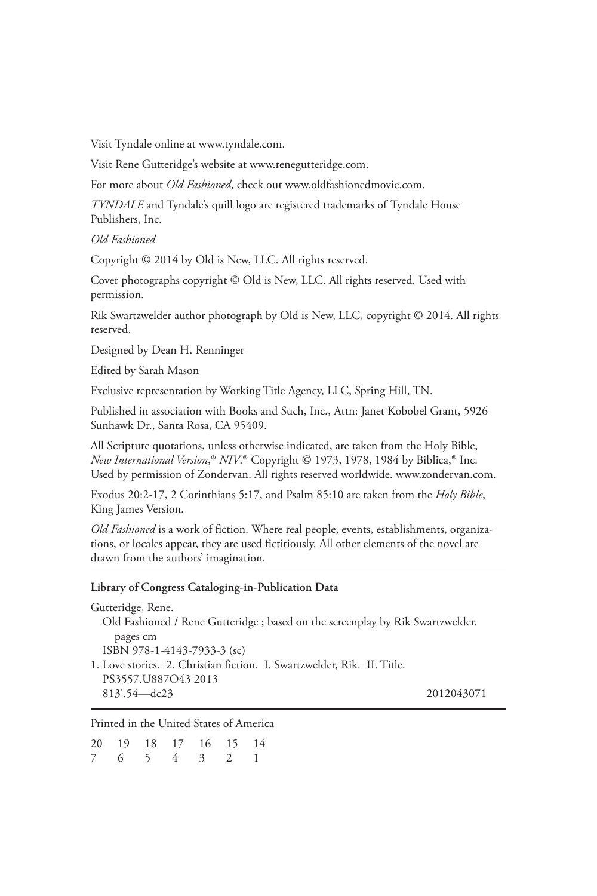Visit Tyndale online at www.tyndale.com.

Visit Rene Gutteridge's website at www.renegutteridge.com.

For more about *Old Fashioned*, check out www.oldfashionedmovie.com.

*TYNDALE* and Tyndale's quill logo are registered trademarks of Tyndale House Publishers, Inc.

*Old Fashioned*

Copyright © 2014 by Old is New, LLC. All rights reserved.

Cover photographs copyright © Old is New, LLC. All rights reserved. Used with permission.

Rik Swartzwelder author photograph by Old is New, LLC, copyright © 2014. All rights reserved.

Designed by Dean H. Renninger

Edited by Sarah Mason

Exclusive representation by Working Title Agency, LLC, Spring Hill, TN.

Published in association with Books and Such, Inc., Attn: Janet Kobobel Grant, 5926 Sunhawk Dr., Santa Rosa, CA 95409.

All Scripture quotations, unless otherwise indicated, are taken from the Holy Bible, *New International Version*,® *NIV*.® Copyright © 1973, 1978, 1984 by Biblica,® Inc. Used by permission of Zondervan. All rights reserved worldwide. www.zondervan.com.

Exodus 20:2-17, 2 Corinthians 5:17, and Psalm 85:10 are taken from the *Holy Bible*, King James Version.

*Old Fashioned* is a work of fiction. Where real people, events, establishments, organizations, or locales appear, they are used fictitiously. All other elements of the novel are drawn from the authors' imagination.

---

**Library of Congress Cataloging-in-Publication Data**

Gutteridge, Rene.
  Old Fashioned / Rene Gutteridge ; based on the screenplay by Rik Swartzwelder.
    pages cm
  ISBN 978-1-4143-7933-3 (sc)
1. Love stories. 2. Christian fiction. I. Swartzwelder, Rik. II. Title.
  PS3557.U887O43 2013
  813'.54—dc23                                        2012043071

---

Printed in the United States of America

20 19 18 17 16 15 14
7 6 5 4 3 2 1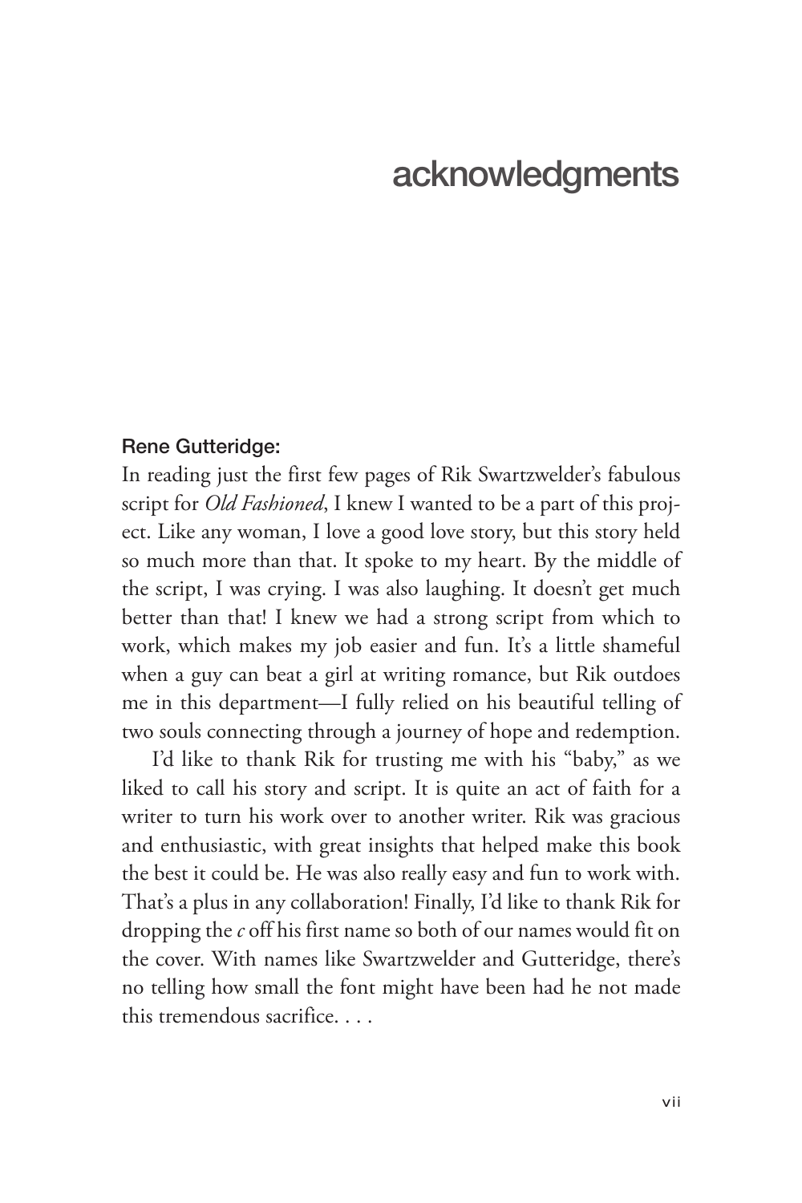# acknowledgments

**Rene Gutteridge:**

In reading just the first few pages of Rik Swartzwelder's fabulous script for *Old Fashioned*, I knew I wanted to be a part of this project. Like any woman, I love a good love story, but this story held so much more than that. It spoke to my heart. By the middle of the script, I was crying. I was also laughing. It doesn't get much better than that! I knew we had a strong script from which to work, which makes my job easier and fun. It's a little shameful when a guy can beat a girl at writing romance, but Rik outdoes me in this department—I fully relied on his beautiful telling of two souls connecting through a journey of hope and redemption.

I'd like to thank Rik for trusting me with his "baby," as we liked to call his story and script. It is quite an act of faith for a writer to turn his work over to another writer. Rik was gracious and enthusiastic, with great insights that helped make this book the best it could be. He was also really easy and fun to work with. That's a plus in any collaboration! Finally, I'd like to thank Rik for dropping the *c* off his first name so both of our names would fit on the cover. With names like Swartzwelder and Gutteridge, there's no telling how small the font might have been had he not made this tremendous sacrifice. . . .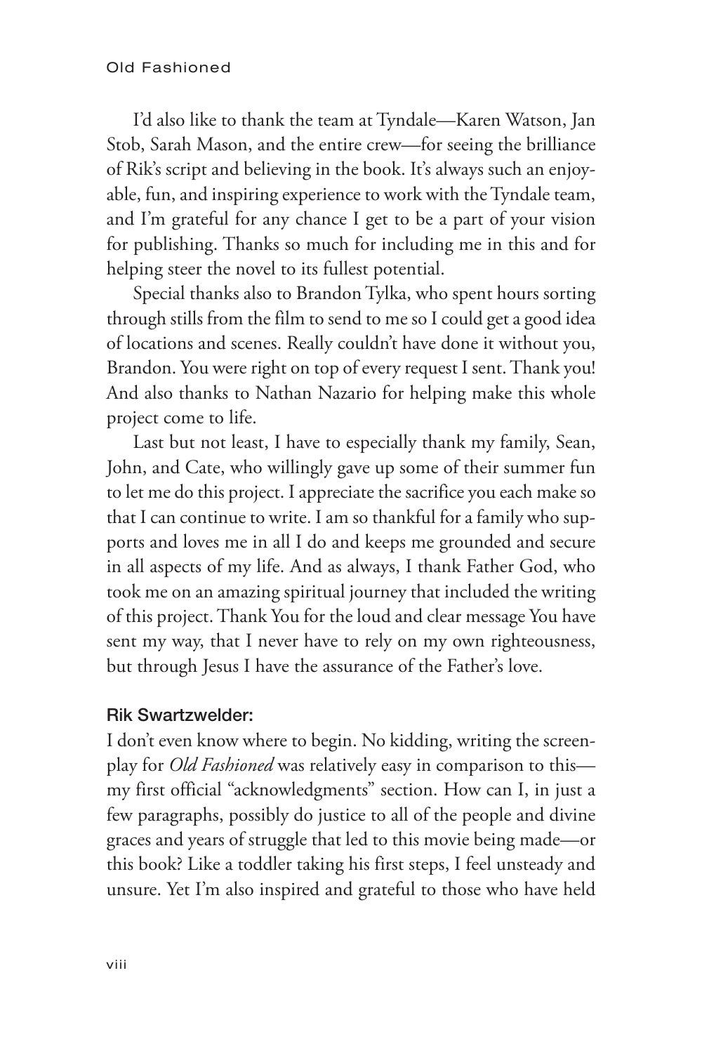I'd also like to thank the team at Tyndale—Karen Watson, Jan Stob, Sarah Mason, and the entire crew—for seeing the brilliance of Rik's script and believing in the book. It's always such an enjoyable, fun, and inspiring experience to work with the Tyndale team, and I'm grateful for any chance I get to be a part of your vision for publishing. Thanks so much for including me in this and for helping steer the novel to its fullest potential.

Special thanks also to Brandon Tylka, who spent hours sorting through stills from the film to send to me so I could get a good idea of locations and scenes. Really couldn't have done it without you, Brandon. You were right on top of every request I sent. Thank you! And also thanks to Nathan Nazario for helping make this whole project come to life.

Last but not least, I have to especially thank my family, Sean, John, and Cate, who willingly gave up some of their summer fun to let me do this project. I appreciate the sacrifice you each make so that I can continue to write. I am so thankful for a family who supports and loves me in all I do and keeps me grounded and secure in all aspects of my life. And as always, I thank Father God, who took me on an amazing spiritual journey that included the writing of this project. Thank You for the loud and clear message You have sent my way, that I never have to rely on my own righteousness, but through Jesus I have the assurance of the Father's love.

**Rik Swartzwelder:**

I don't even know where to begin. No kidding, writing the screenplay for *Old Fashioned* was relatively easy in comparison to this—my first official "acknowledgments" section. How can I, in just a few paragraphs, possibly do justice to all of the people and divine graces and years of struggle that led to this movie being made—or this book? Like a toddler taking his first steps, I feel unsteady and unsure. Yet I'm also inspired and grateful to those who have held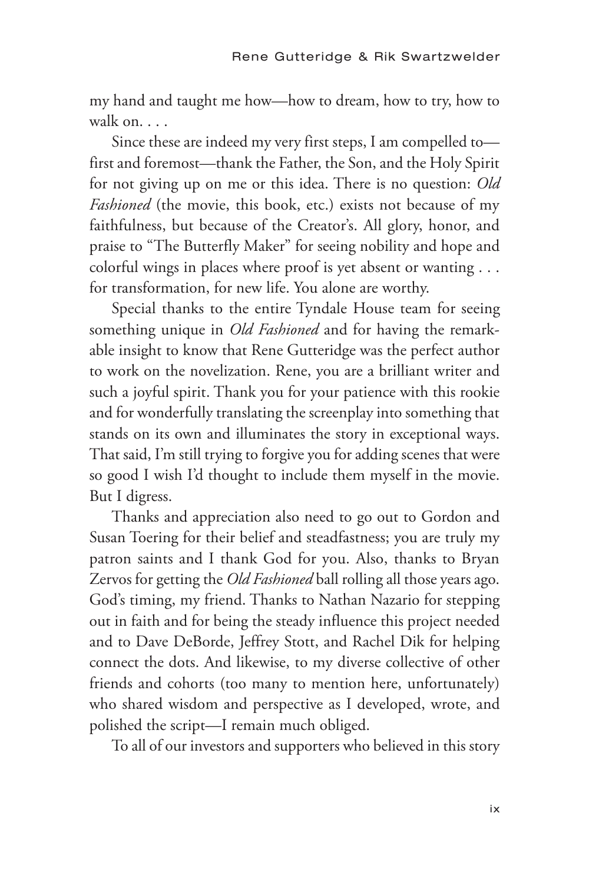my hand and taught me how—how to dream, how to try, how to walk on. . . .

Since these are indeed my very first steps, I am compelled to—first and foremost—thank the Father, the Son, and the Holy Spirit for not giving up on me or this idea. There is no question: *Old Fashioned* (the movie, this book, etc.) exists not because of my faithfulness, but because of the Creator's. All glory, honor, and praise to "The Butterfly Maker" for seeing nobility and hope and colorful wings in places where proof is yet absent or wanting . . . for transformation, for new life. You alone are worthy.

Special thanks to the entire Tyndale House team for seeing something unique in *Old Fashioned* and for having the remarkable insight to know that Rene Gutteridge was the perfect author to work on the novelization. Rene, you are a brilliant writer and such a joyful spirit. Thank you for your patience with this rookie and for wonderfully translating the screenplay into something that stands on its own and illuminates the story in exceptional ways. That said, I'm still trying to forgive you for adding scenes that were so good I wish I'd thought to include them myself in the movie. But I digress.

Thanks and appreciation also need to go out to Gordon and Susan Toering for their belief and steadfastness; you are truly my patron saints and I thank God for you. Also, thanks to Bryan Zervos for getting the *Old Fashioned* ball rolling all those years ago. God's timing, my friend. Thanks to Nathan Nazario for stepping out in faith and for being the steady influence this project needed and to Dave DeBorde, Jeffrey Stott, and Rachel Dik for helping connect the dots. And likewise, to my diverse collective of other friends and cohorts (too many to mention here, unfortunately) who shared wisdom and perspective as I developed, wrote, and polished the script—I remain much obliged.

To all of our investors and supporters who believed in this story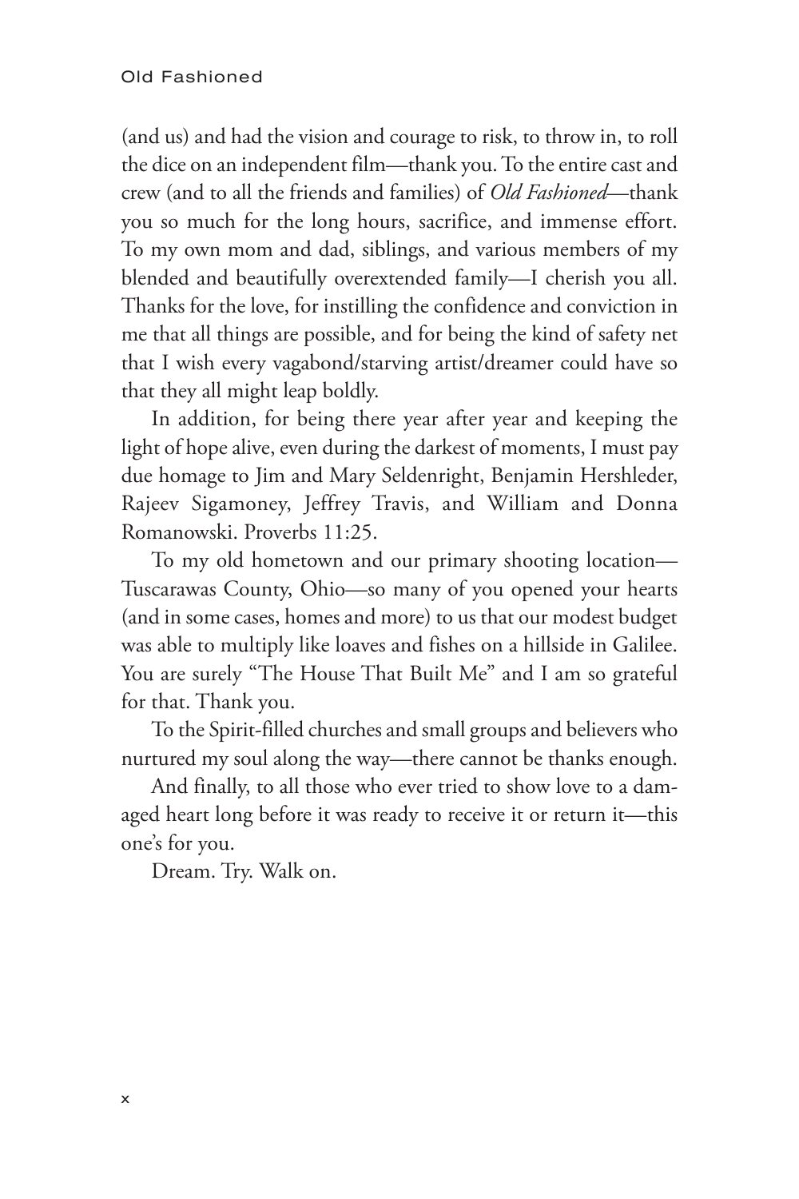(and us) and had the vision and courage to risk, to throw in, to roll the dice on an independent film—thank you. To the entire cast and crew (and to all the friends and families) of *Old Fashioned*—thank you so much for the long hours, sacrifice, and immense effort. To my own mom and dad, siblings, and various members of my blended and beautifully overextended family—I cherish you all. Thanks for the love, for instilling the confidence and conviction in me that all things are possible, and for being the kind of safety net that I wish every vagabond/starving artist/dreamer could have so that they all might leap boldly.

In addition, for being there year after year and keeping the light of hope alive, even during the darkest of moments, I must pay due homage to Jim and Mary Seldenright, Benjamin Hershleder, Rajeev Sigamoney, Jeffrey Travis, and William and Donna Romanowski. Proverbs 11:25.

To my old hometown and our primary shooting location—Tuscarawas County, Ohio—so many of you opened your hearts (and in some cases, homes and more) to us that our modest budget was able to multiply like loaves and fishes on a hillside in Galilee. You are surely "The House That Built Me" and I am so grateful for that. Thank you.

To the Spirit-filled churches and small groups and believers who nurtured my soul along the way—there cannot be thanks enough.

And finally, to all those who ever tried to show love to a damaged heart long before it was ready to receive it or return it—this one's for you.

Dream. Try. Walk on.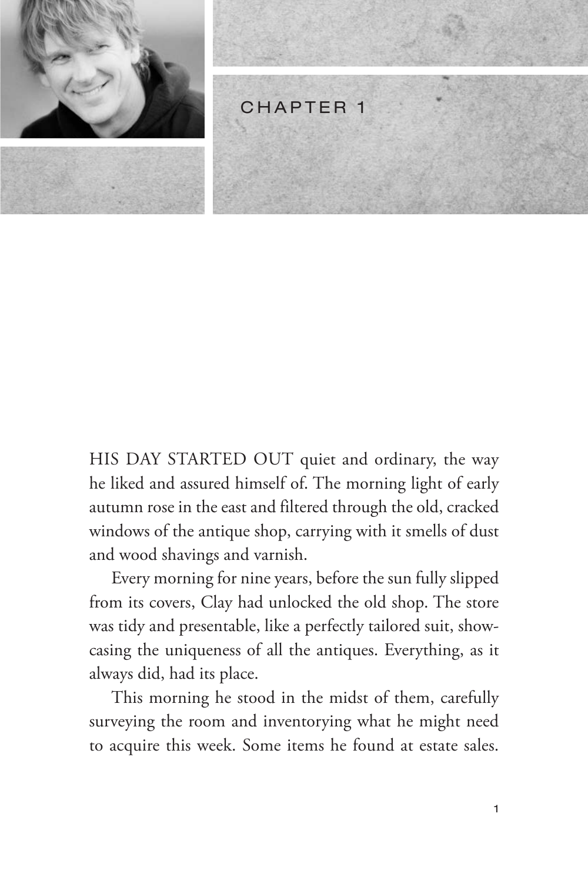# CHAPTER 1

HIS DAY STARTED OUT quiet and ordinary, the way he liked and assured himself of. The morning light of early autumn rose in the east and filtered through the old, cracked windows of the antique shop, carrying with it smells of dust and wood shavings and varnish.

Every morning for nine years, before the sun fully slipped from its covers, Clay had unlocked the old shop. The store was tidy and presentable, like a perfectly tailored suit, showcasing the uniqueness of all the antiques. Everything, as it always did, had its place.

This morning he stood in the midst of them, carefully surveying the room and inventorying what he might need to acquire this week. Some items he found at estate sales.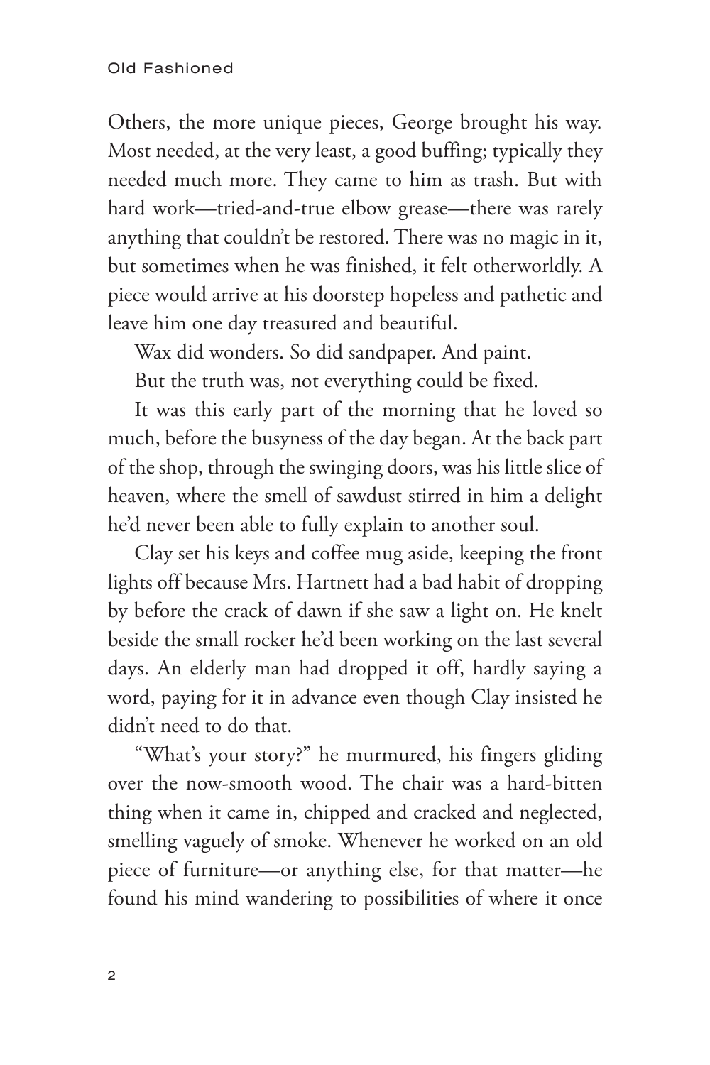Others, the more unique pieces, George brought his way. Most needed, at the very least, a good buffing; typically they needed much more. They came to him as trash. But with hard work—tried-and-true elbow grease—there was rarely anything that couldn't be restored. There was no magic in it, but sometimes when he was finished, it felt otherworldly. A piece would arrive at his doorstep hopeless and pathetic and leave him one day treasured and beautiful.

Wax did wonders. So did sandpaper. And paint.

But the truth was, not everything could be fixed.

It was this early part of the morning that he loved so much, before the busyness of the day began. At the back part of the shop, through the swinging doors, was his little slice of heaven, where the smell of sawdust stirred in him a delight he'd never been able to fully explain to another soul.

Clay set his keys and coffee mug aside, keeping the front lights off because Mrs. Hartnett had a bad habit of dropping by before the crack of dawn if she saw a light on. He knelt beside the small rocker he'd been working on the last several days. An elderly man had dropped it off, hardly saying a word, paying for it in advance even though Clay insisted he didn't need to do that.

"What's your story?" he murmured, his fingers gliding over the now-smooth wood. The chair was a hard-bitten thing when it came in, chipped and cracked and neglected, smelling vaguely of smoke. Whenever he worked on an old piece of furniture—or anything else, for that matter—he found his mind wandering to possibilities of where it once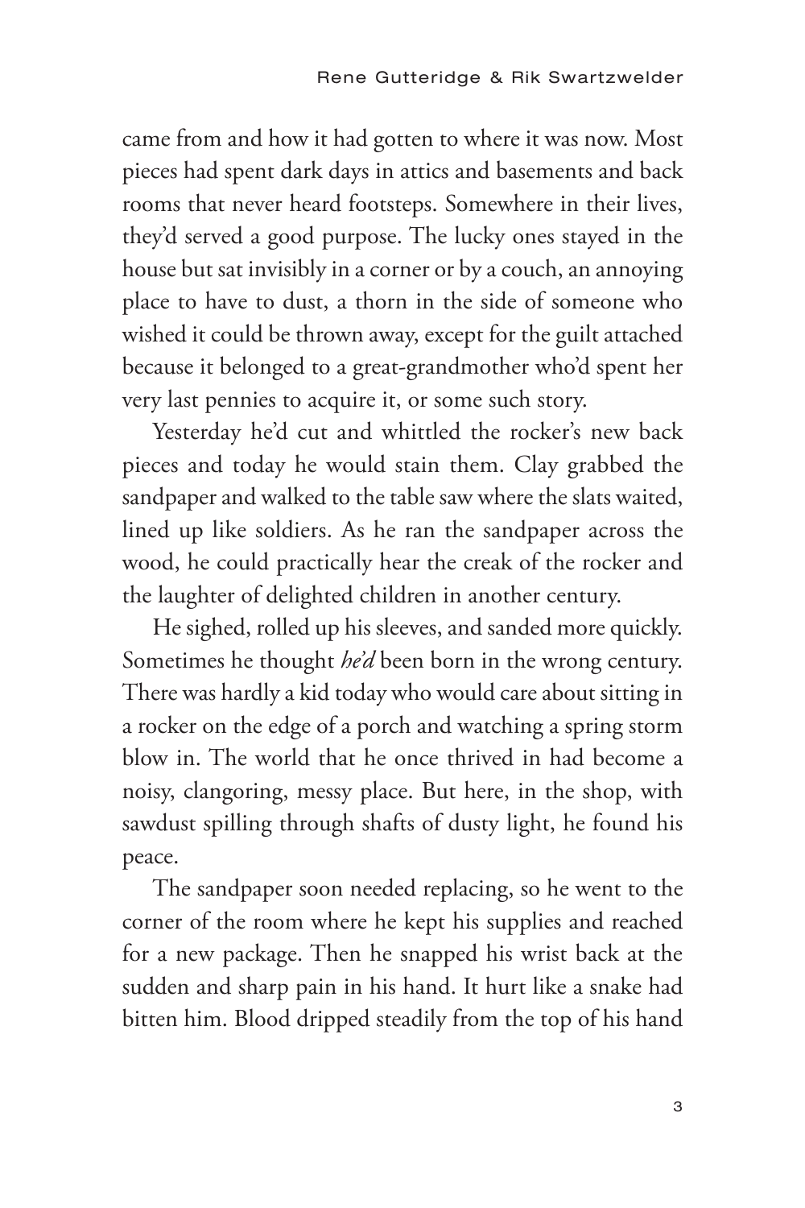came from and how it had gotten to where it was now. Most pieces had spent dark days in attics and basements and back rooms that never heard footsteps. Somewhere in their lives, they'd served a good purpose. The lucky ones stayed in the house but sat invisibly in a corner or by a couch, an annoying place to have to dust, a thorn in the side of someone who wished it could be thrown away, except for the guilt attached because it belonged to a great-grandmother who'd spent her very last pennies to acquire it, or some such story.

Yesterday he'd cut and whittled the rocker's new back pieces and today he would stain them. Clay grabbed the sandpaper and walked to the table saw where the slats waited, lined up like soldiers. As he ran the sandpaper across the wood, he could practically hear the creak of the rocker and the laughter of delighted children in another century.

He sighed, rolled up his sleeves, and sanded more quickly. Sometimes he thought *he'd* been born in the wrong century. There was hardly a kid today who would care about sitting in a rocker on the edge of a porch and watching a spring storm blow in. The world that he once thrived in had become a noisy, clangoring, messy place. But here, in the shop, with sawdust spilling through shafts of dusty light, he found his peace.

The sandpaper soon needed replacing, so he went to the corner of the room where he kept his supplies and reached for a new package. Then he snapped his wrist back at the sudden and sharp pain in his hand. It hurt like a snake had bitten him. Blood dripped steadily from the top of his hand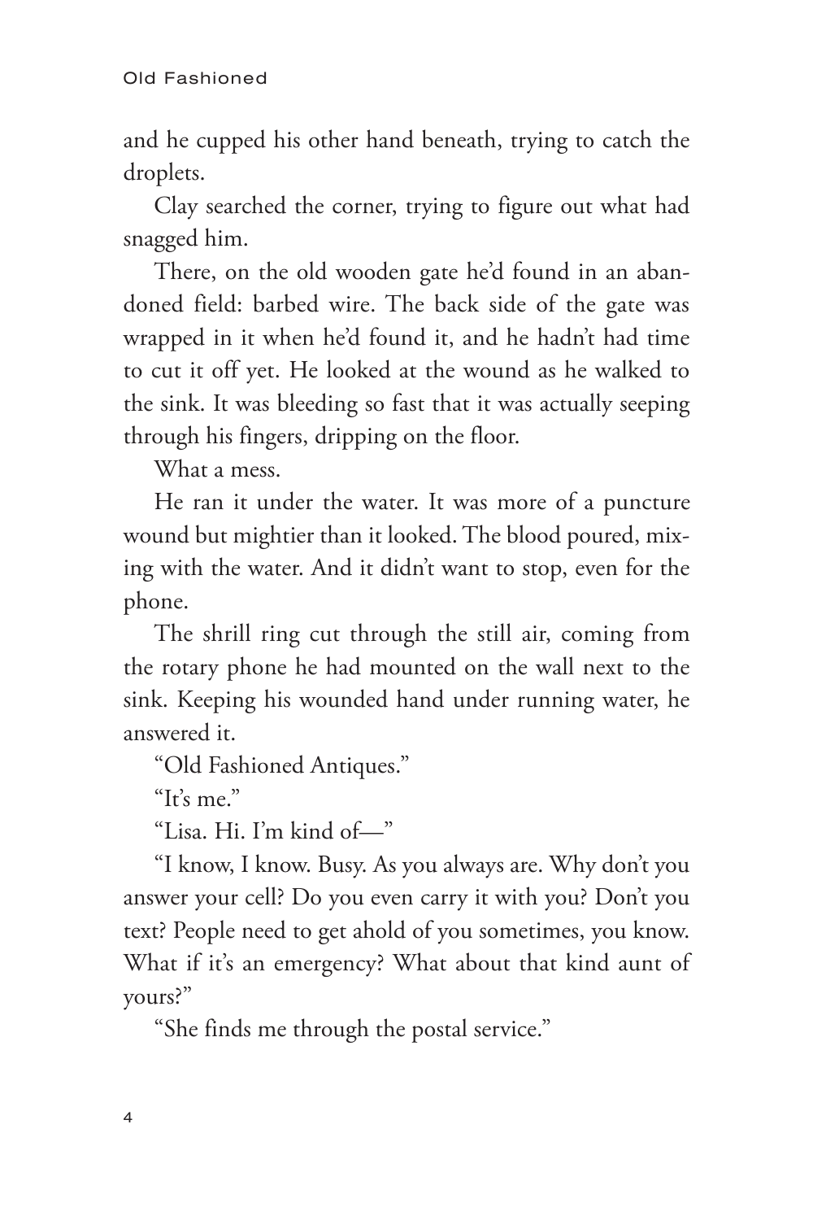and he cupped his other hand beneath, trying to catch the droplets.

Clay searched the corner, trying to figure out what had snagged him.

There, on the old wooden gate he'd found in an abandoned field: barbed wire. The back side of the gate was wrapped in it when he'd found it, and he hadn't had time to cut it off yet. He looked at the wound as he walked to the sink. It was bleeding so fast that it was actually seeping through his fingers, dripping on the floor.

What a mess.

He ran it under the water. It was more of a puncture wound but mightier than it looked. The blood poured, mixing with the water. And it didn't want to stop, even for the phone.

The shrill ring cut through the still air, coming from the rotary phone he had mounted on the wall next to the sink. Keeping his wounded hand under running water, he answered it.

"Old Fashioned Antiques."

"It's me."

"Lisa. Hi. I'm kind of—"

"I know, I know. Busy. As you always are. Why don't you answer your cell? Do you even carry it with you? Don't you text? People need to get ahold of you sometimes, you know. What if it's an emergency? What about that kind aunt of yours?"

"She finds me through the postal service."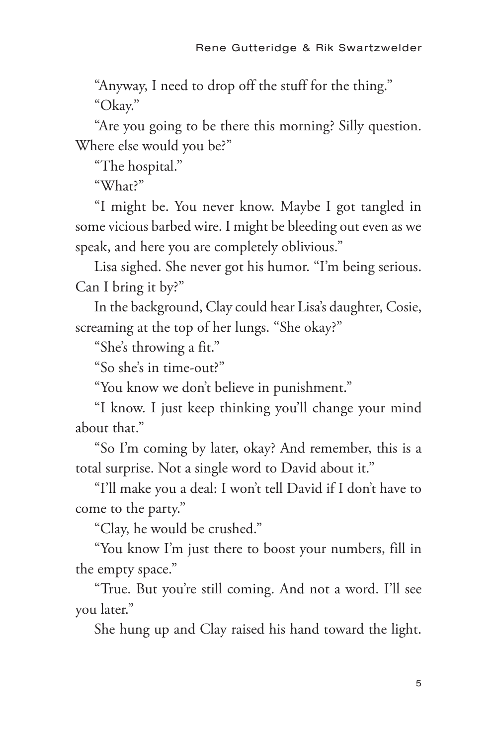"Anyway, I need to drop off the stuff for the thing."

"Okay."

"Are you going to be there this morning? Silly question. Where else would you be?"

"The hospital."

"What?"

"I might be. You never know. Maybe I got tangled in some vicious barbed wire. I might be bleeding out even as we speak, and here you are completely oblivious."

Lisa sighed. She never got his humor. "I'm being serious. Can I bring it by?"

In the background, Clay could hear Lisa's daughter, Cosie, screaming at the top of her lungs. "She okay?"

"She's throwing a fit."

"So she's in time-out?"

"You know we don't believe in punishment."

"I know. I just keep thinking you'll change your mind about that."

"So I'm coming by later, okay? And remember, this is a total surprise. Not a single word to David about it."

"I'll make you a deal: I won't tell David if I don't have to come to the party."

"Clay, he would be crushed."

"You know I'm just there to boost your numbers, fill in the empty space."

"True. But you're still coming. And not a word. I'll see you later."

She hung up and Clay raised his hand toward the light.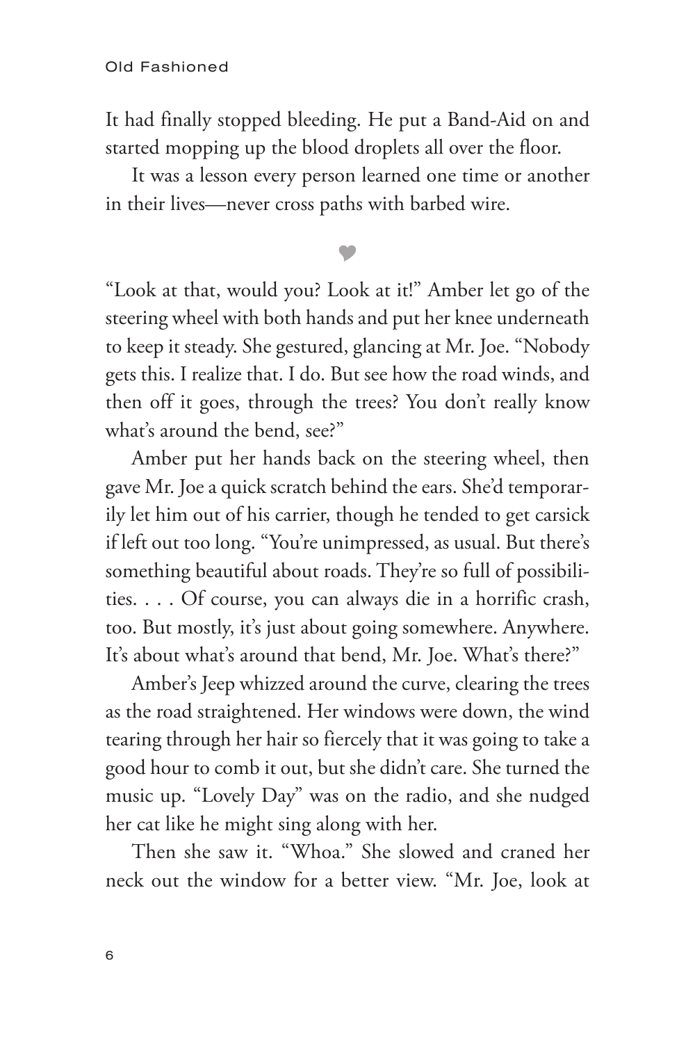It had finally stopped bleeding. He put a Band-Aid on and started mopping up the blood droplets all over the floor.

It was a lesson every person learned one time or another in their lives—never cross paths with barbed wire.

♥

"Look at that, would you? Look at it!" Amber let go of the steering wheel with both hands and put her knee underneath to keep it steady. She gestured, glancing at Mr. Joe. "Nobody gets this. I realize that. I do. But see how the road winds, and then off it goes, through the trees? You don't really know what's around the bend, see?"

Amber put her hands back on the steering wheel, then gave Mr. Joe a quick scratch behind the ears. She'd temporarily let him out of his carrier, though he tended to get carsick if left out too long. "You're unimpressed, as usual. But there's something beautiful about roads. They're so full of possibilities. . . . Of course, you can always die in a horrific crash, too. But mostly, it's just about going somewhere. Anywhere. It's about what's around that bend, Mr. Joe. What's there?"

Amber's Jeep whizzed around the curve, clearing the trees as the road straightened. Her windows were down, the wind tearing through her hair so fiercely that it was going to take a good hour to comb it out, but she didn't care. She turned the music up. "Lovely Day" was on the radio, and she nudged her cat like he might sing along with her.

Then she saw it. "Whoa." She slowed and craned her neck out the window for a better view. "Mr. Joe, look at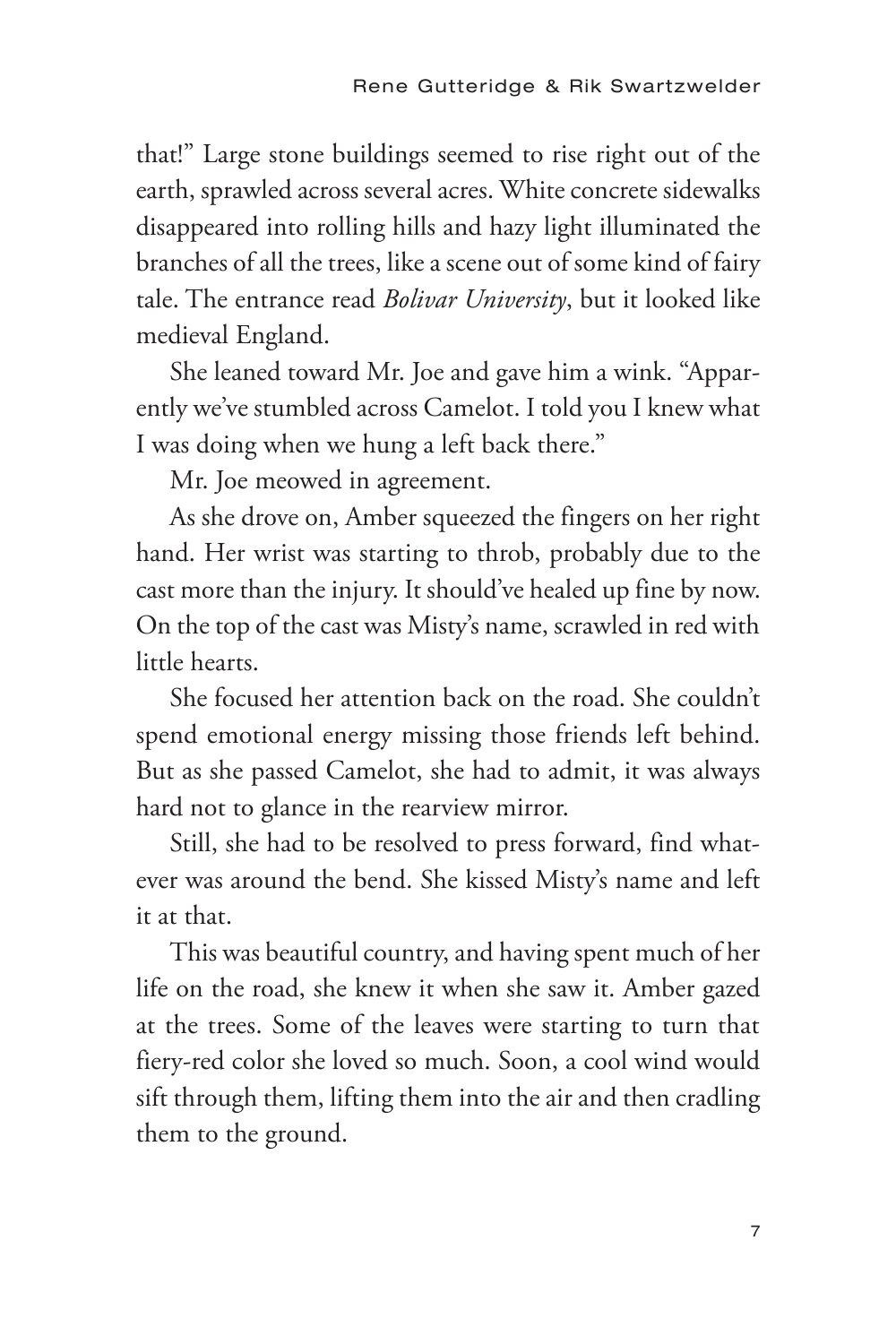that!" Large stone buildings seemed to rise right out of the earth, sprawled across several acres. White concrete sidewalks disappeared into rolling hills and hazy light illuminated the branches of all the trees, like a scene out of some kind of fairy tale. The entrance read *Bolivar University*, but it looked like medieval England.

She leaned toward Mr. Joe and gave him a wink. "Apparently we've stumbled across Camelot. I told you I knew what I was doing when we hung a left back there."

Mr. Joe meowed in agreement.

As she drove on, Amber squeezed the fingers on her right hand. Her wrist was starting to throb, probably due to the cast more than the injury. It should've healed up fine by now. On the top of the cast was Misty's name, scrawled in red with little hearts.

She focused her attention back on the road. She couldn't spend emotional energy missing those friends left behind. But as she passed Camelot, she had to admit, it was always hard not to glance in the rearview mirror.

Still, she had to be resolved to press forward, find whatever was around the bend. She kissed Misty's name and left it at that.

This was beautiful country, and having spent much of her life on the road, she knew it when she saw it. Amber gazed at the trees. Some of the leaves were starting to turn that fiery-red color she loved so much. Soon, a cool wind would sift through them, lifting them into the air and then cradling them to the ground.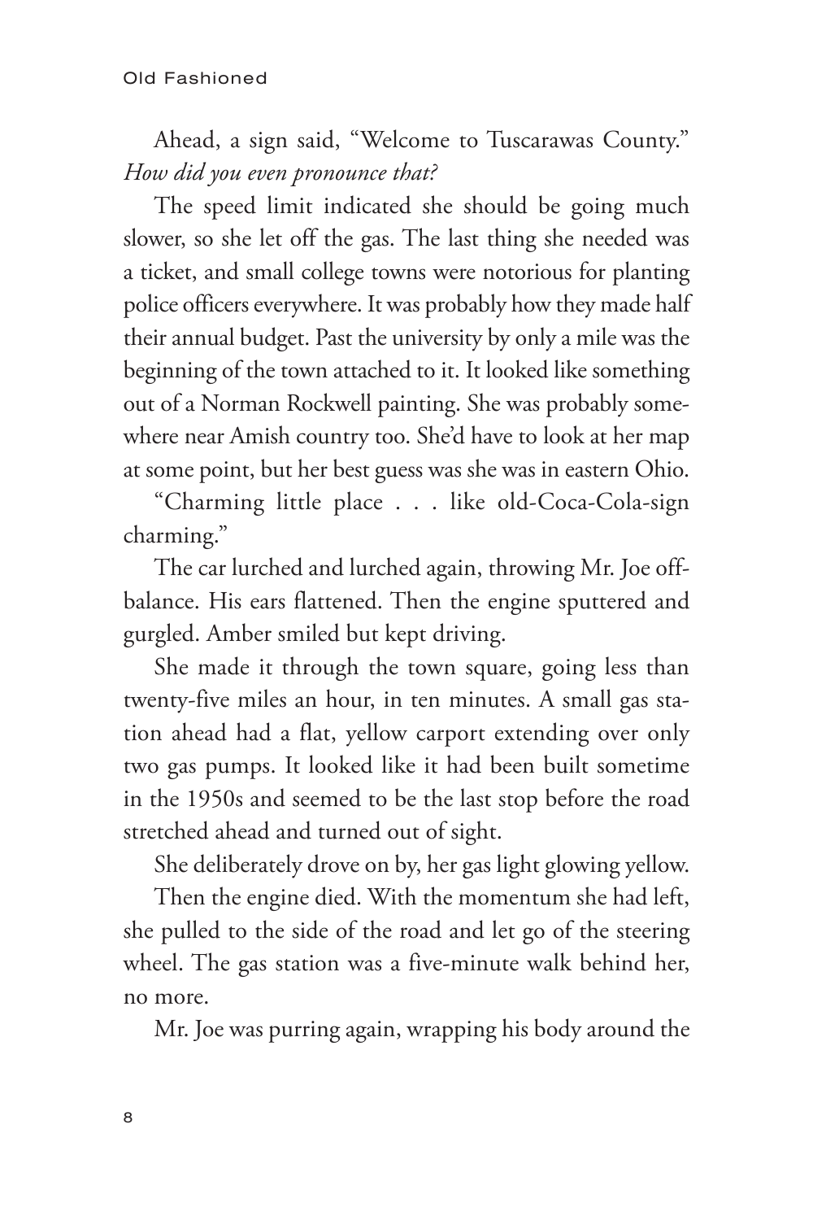Ahead, a sign said, "Welcome to Tuscarawas County." *How did you even pronounce that?*

The speed limit indicated she should be going much slower, so she let off the gas. The last thing she needed was a ticket, and small college towns were notorious for planting police officers everywhere. It was probably how they made half their annual budget. Past the university by only a mile was the beginning of the town attached to it. It looked like something out of a Norman Rockwell painting. She was probably somewhere near Amish country too. She'd have to look at her map at some point, but her best guess was she was in eastern Ohio.

"Charming little place . . . like old-Coca-Cola-sign charming."

The car lurched and lurched again, throwing Mr. Joe off-balance. His ears flattened. Then the engine sputtered and gurgled. Amber smiled but kept driving.

She made it through the town square, going less than twenty-five miles an hour, in ten minutes. A small gas station ahead had a flat, yellow carport extending over only two gas pumps. It looked like it had been built sometime in the 1950s and seemed to be the last stop before the road stretched ahead and turned out of sight.

She deliberately drove on by, her gas light glowing yellow.

Then the engine died. With the momentum she had left, she pulled to the side of the road and let go of the steering wheel. The gas station was a five-minute walk behind her, no more.

Mr. Joe was purring again, wrapping his body around the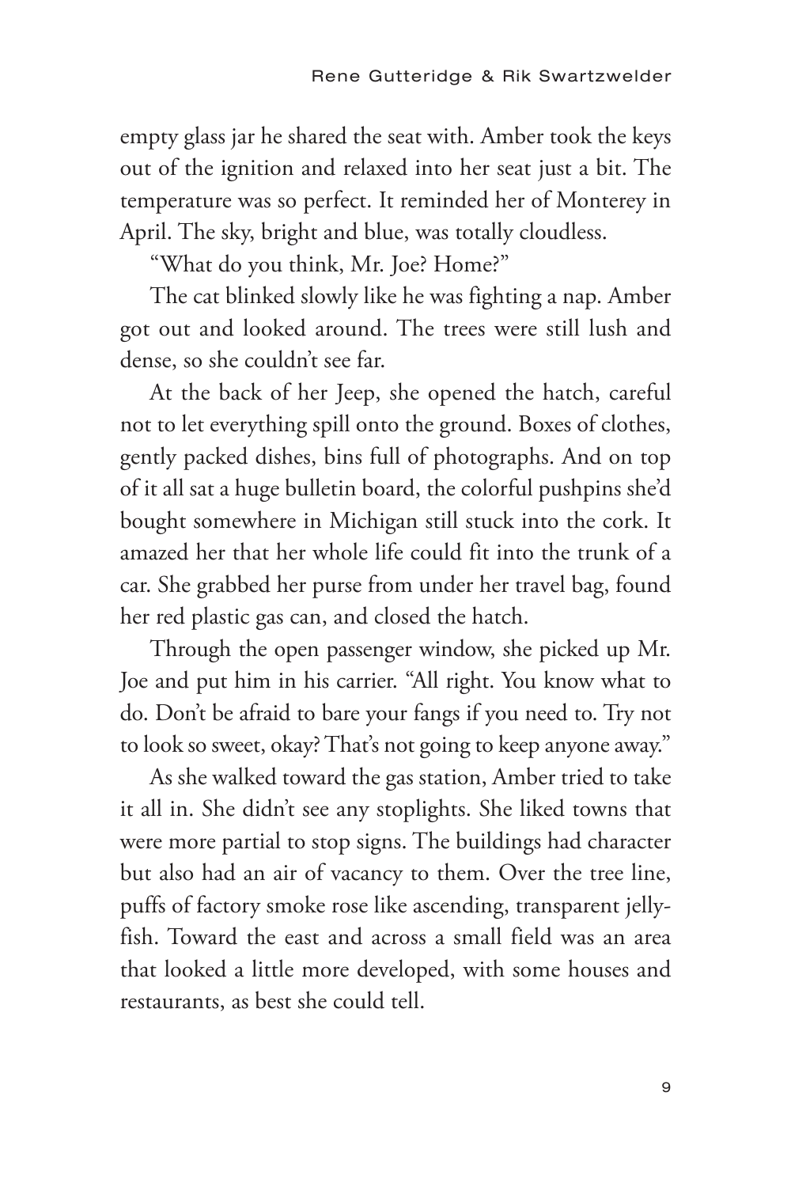empty glass jar he shared the seat with. Amber took the keys out of the ignition and relaxed into her seat just a bit. The temperature was so perfect. It reminded her of Monterey in April. The sky, bright and blue, was totally cloudless.

"What do you think, Mr. Joe? Home?"

The cat blinked slowly like he was fighting a nap. Amber got out and looked around. The trees were still lush and dense, so she couldn't see far.

At the back of her Jeep, she opened the hatch, careful not to let everything spill onto the ground. Boxes of clothes, gently packed dishes, bins full of photographs. And on top of it all sat a huge bulletin board, the colorful pushpins she'd bought somewhere in Michigan still stuck into the cork. It amazed her that her whole life could fit into the trunk of a car. She grabbed her purse from under her travel bag, found her red plastic gas can, and closed the hatch.

Through the open passenger window, she picked up Mr. Joe and put him in his carrier. "All right. You know what to do. Don't be afraid to bare your fangs if you need to. Try not to look so sweet, okay? That's not going to keep anyone away."

As she walked toward the gas station, Amber tried to take it all in. She didn't see any stoplights. She liked towns that were more partial to stop signs. The buildings had character but also had an air of vacancy to them. Over the tree line, puffs of factory smoke rose like ascending, transparent jellyfish. Toward the east and across a small field was an area that looked a little more developed, with some houses and restaurants, as best she could tell.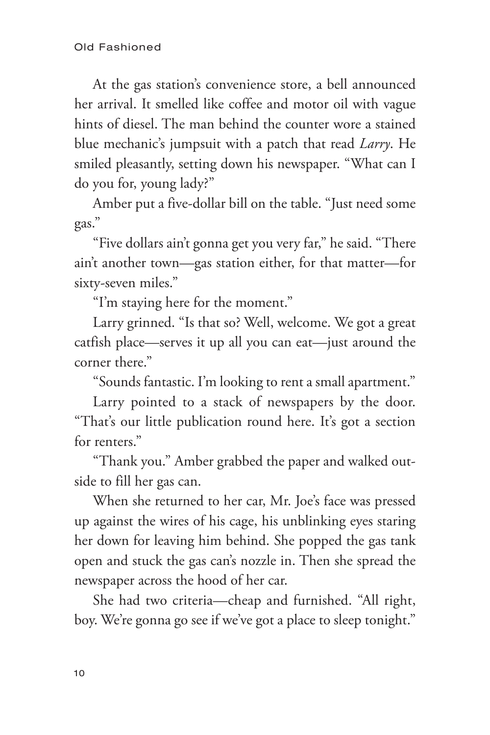At the gas station's convenience store, a bell announced her arrival. It smelled like coffee and motor oil with vague hints of diesel. The man behind the counter wore a stained blue mechanic's jumpsuit with a patch that read *Larry*. He smiled pleasantly, setting down his newspaper. "What can I do you for, young lady?"

Amber put a five-dollar bill on the table. "Just need some gas."

"Five dollars ain't gonna get you very far," he said. "There ain't another town—gas station either, for that matter—for sixty-seven miles."

"I'm staying here for the moment."

Larry grinned. "Is that so? Well, welcome. We got a great catfish place—serves it up all you can eat—just around the corner there."

"Sounds fantastic. I'm looking to rent a small apartment."

Larry pointed to a stack of newspapers by the door. "That's our little publication round here. It's got a section for renters."

"Thank you." Amber grabbed the paper and walked outside to fill her gas can.

When she returned to her car, Mr. Joe's face was pressed up against the wires of his cage, his unblinking eyes staring her down for leaving him behind. She popped the gas tank open and stuck the gas can's nozzle in. Then she spread the newspaper across the hood of her car.

She had two criteria—cheap and furnished. "All right, boy. We're gonna go see if we've got a place to sleep tonight."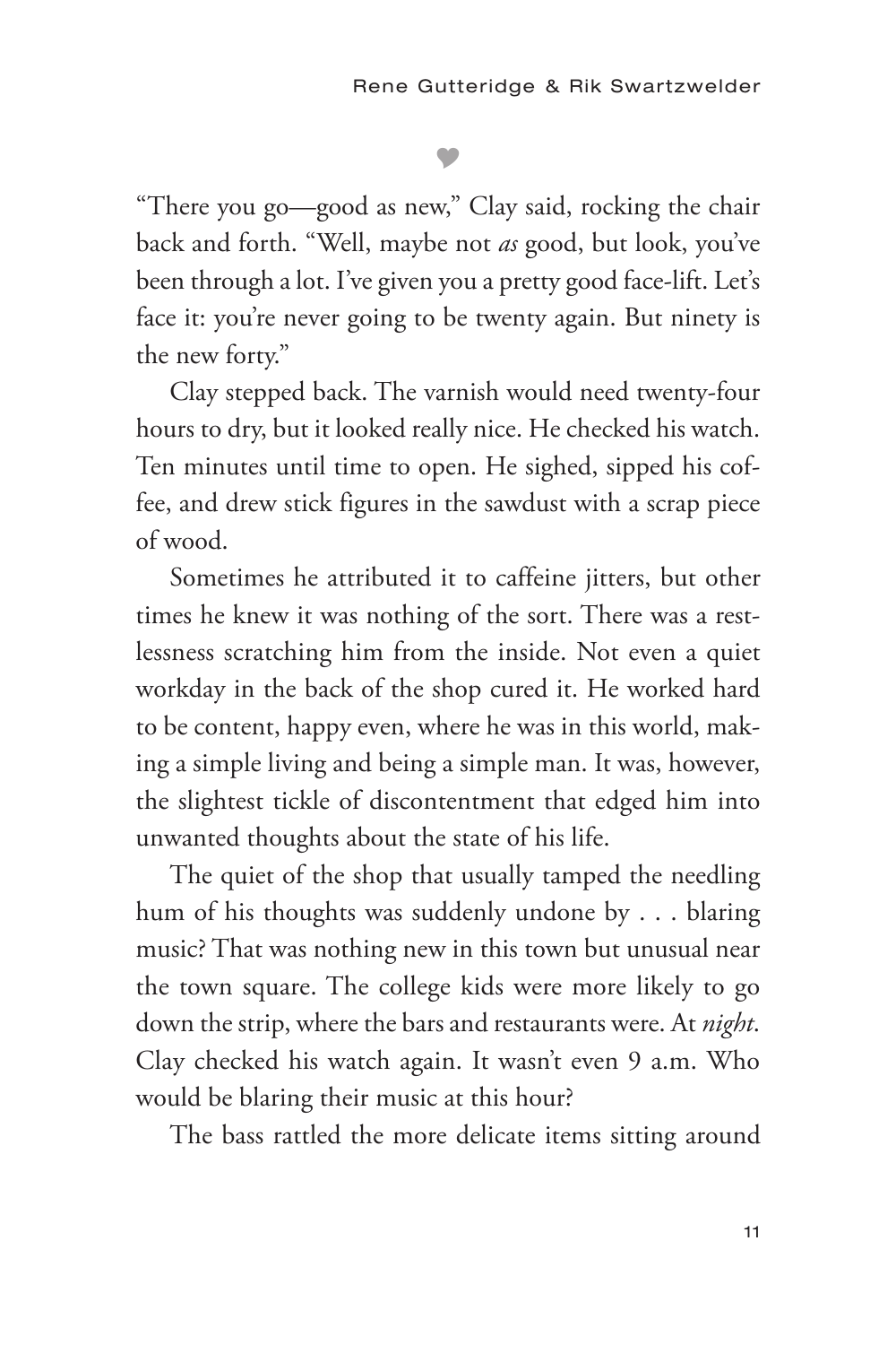♥

"There you go—good as new," Clay said, rocking the chair back and forth. "Well, maybe not *as* good, but look, you've been through a lot. I've given you a pretty good face-lift. Let's face it: you're never going to be twenty again. But ninety is the new forty."

Clay stepped back. The varnish would need twenty-four hours to dry, but it looked really nice. He checked his watch. Ten minutes until time to open. He sighed, sipped his coffee, and drew stick figures in the sawdust with a scrap piece of wood.

Sometimes he attributed it to caffeine jitters, but other times he knew it was nothing of the sort. There was a restlessness scratching him from the inside. Not even a quiet workday in the back of the shop cured it. He worked hard to be content, happy even, where he was in this world, making a simple living and being a simple man. It was, however, the slightest tickle of discontentment that edged him into unwanted thoughts about the state of his life.

The quiet of the shop that usually tamped the needling hum of his thoughts was suddenly undone by . . . blaring music? That was nothing new in this town but unusual near the town square. The college kids were more likely to go down the strip, where the bars and restaurants were. At *night*. Clay checked his watch again. It wasn't even 9 a.m. Who would be blaring their music at this hour?

The bass rattled the more delicate items sitting around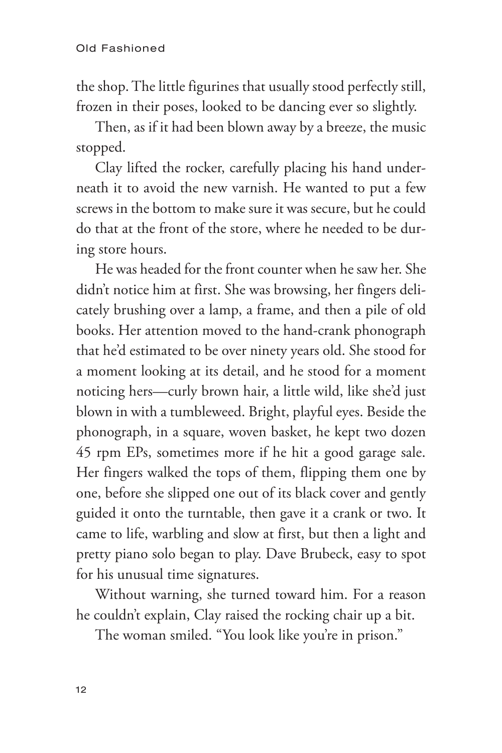the shop. The little figurines that usually stood perfectly still, frozen in their poses, looked to be dancing ever so slightly.

Then, as if it had been blown away by a breeze, the music stopped.

Clay lifted the rocker, carefully placing his hand underneath it to avoid the new varnish. He wanted to put a few screws in the bottom to make sure it was secure, but he could do that at the front of the store, where he needed to be during store hours.

He was headed for the front counter when he saw her. She didn't notice him at first. She was browsing, her fingers delicately brushing over a lamp, a frame, and then a pile of old books. Her attention moved to the hand-crank phonograph that he'd estimated to be over ninety years old. She stood for a moment looking at its detail, and he stood for a moment noticing hers—curly brown hair, a little wild, like she'd just blown in with a tumbleweed. Bright, playful eyes. Beside the phonograph, in a square, woven basket, he kept two dozen 45 rpm EPs, sometimes more if he hit a good garage sale. Her fingers walked the tops of them, flipping them one by one, before she slipped one out of its black cover and gently guided it onto the turntable, then gave it a crank or two. It came to life, warbling and slow at first, but then a light and pretty piano solo began to play. Dave Brubeck, easy to spot for his unusual time signatures.

Without warning, she turned toward him. For a reason he couldn't explain, Clay raised the rocking chair up a bit.

The woman smiled. "You look like you're in prison."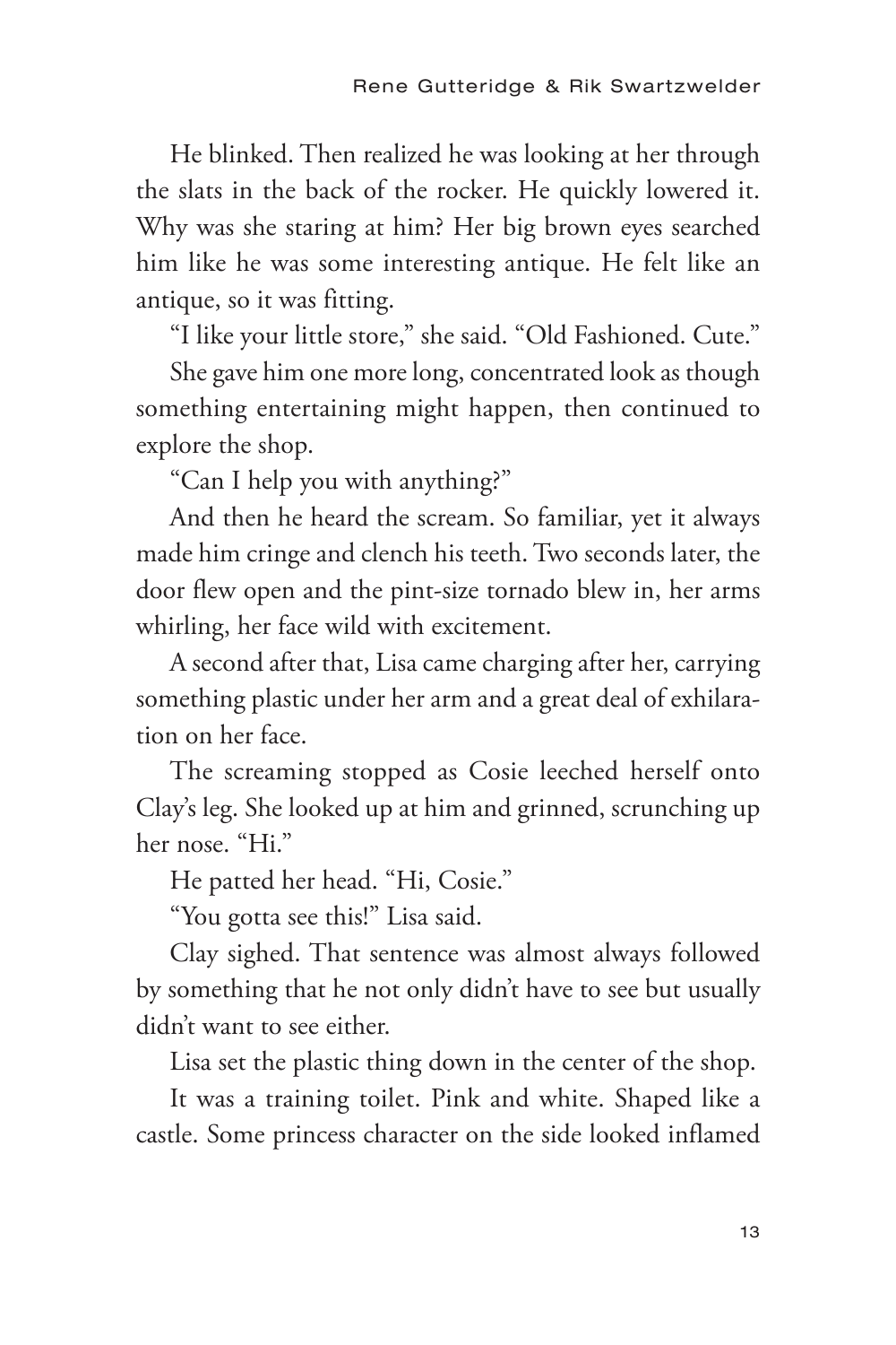He blinked. Then realized he was looking at her through the slats in the back of the rocker. He quickly lowered it. Why was she staring at him? Her big brown eyes searched him like he was some interesting antique. He felt like an antique, so it was fitting.

"I like your little store," she said. "Old Fashioned. Cute."

She gave him one more long, concentrated look as though something entertaining might happen, then continued to explore the shop.

"Can I help you with anything?"

And then he heard the scream. So familiar, yet it always made him cringe and clench his teeth. Two seconds later, the door flew open and the pint-size tornado blew in, her arms whirling, her face wild with excitement.

A second after that, Lisa came charging after her, carrying something plastic under her arm and a great deal of exhilaration on her face.

The screaming stopped as Cosie leeched herself onto Clay's leg. She looked up at him and grinned, scrunching up her nose. "Hi."

He patted her head. "Hi, Cosie."

"You gotta see this!" Lisa said.

Clay sighed. That sentence was almost always followed by something that he not only didn't have to see but usually didn't want to see either.

Lisa set the plastic thing down in the center of the shop.

It was a training toilet. Pink and white. Shaped like a castle. Some princess character on the side looked inflamed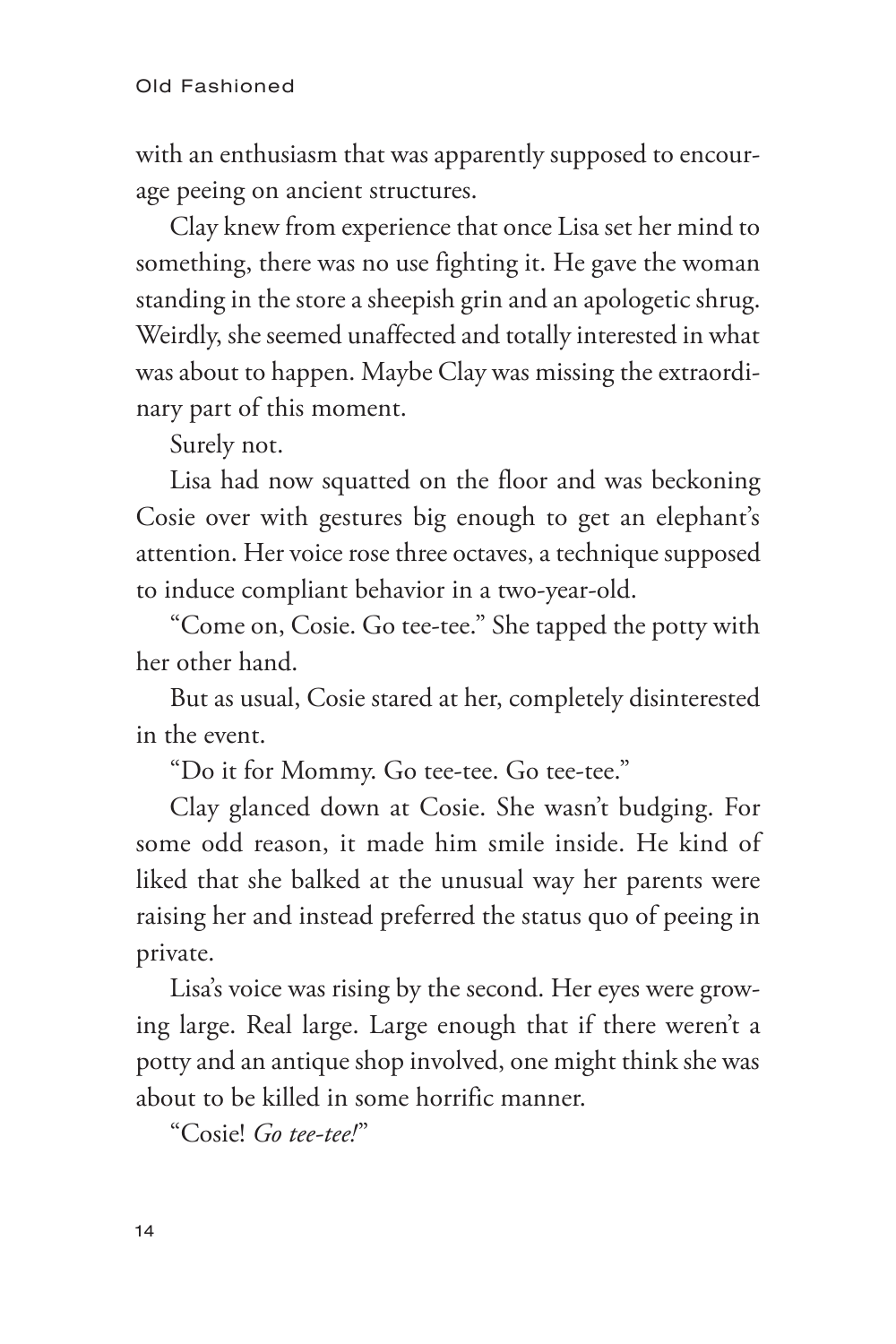with an enthusiasm that was apparently supposed to encourage peeing on ancient structures.

Clay knew from experience that once Lisa set her mind to something, there was no use fighting it. He gave the woman standing in the store a sheepish grin and an apologetic shrug. Weirdly, she seemed unaffected and totally interested in what was about to happen. Maybe Clay was missing the extraordinary part of this moment.

Surely not.

Lisa had now squatted on the floor and was beckoning Cosie over with gestures big enough to get an elephant's attention. Her voice rose three octaves, a technique supposed to induce compliant behavior in a two-year-old.

"Come on, Cosie. Go tee-tee." She tapped the potty with her other hand.

But as usual, Cosie stared at her, completely disinterested in the event.

"Do it for Mommy. Go tee-tee. Go tee-tee."

Clay glanced down at Cosie. She wasn't budging. For some odd reason, it made him smile inside. He kind of liked that she balked at the unusual way her parents were raising her and instead preferred the status quo of peeing in private.

Lisa's voice was rising by the second. Her eyes were growing large. Real large. Large enough that if there weren't a potty and an antique shop involved, one might think she was about to be killed in some horrific manner.

"Cosie! *Go tee-tee!*"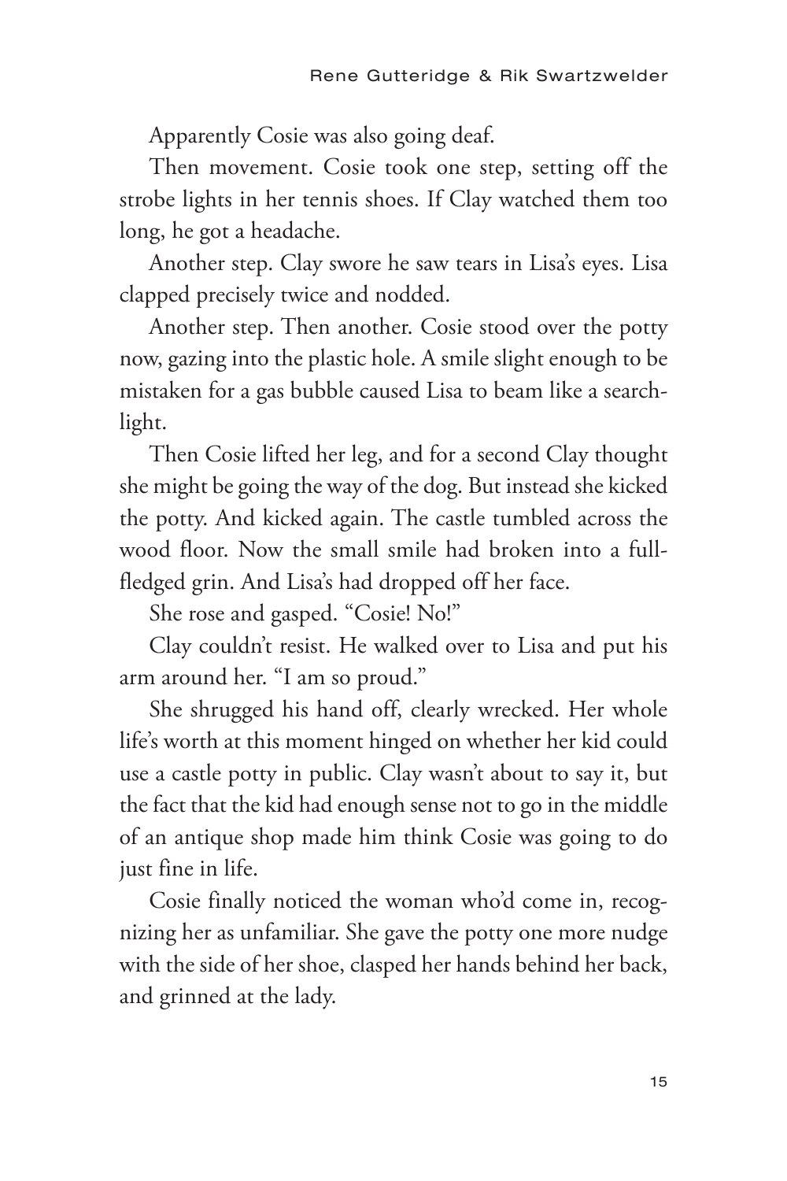Apparently Cosie was also going deaf.

Then movement. Cosie took one step, setting off the strobe lights in her tennis shoes. If Clay watched them too long, he got a headache.

Another step. Clay swore he saw tears in Lisa's eyes. Lisa clapped precisely twice and nodded.

Another step. Then another. Cosie stood over the potty now, gazing into the plastic hole. A smile slight enough to be mistaken for a gas bubble caused Lisa to beam like a searchlight.

Then Cosie lifted her leg, and for a second Clay thought she might be going the way of the dog. But instead she kicked the potty. And kicked again. The castle tumbled across the wood floor. Now the small smile had broken into a full-fledged grin. And Lisa's had dropped off her face.

She rose and gasped. "Cosie! No!"

Clay couldn't resist. He walked over to Lisa and put his arm around her. "I am so proud."

She shrugged his hand off, clearly wrecked. Her whole life's worth at this moment hinged on whether her kid could use a castle potty in public. Clay wasn't about to say it, but the fact that the kid had enough sense not to go in the middle of an antique shop made him think Cosie was going to do just fine in life.

Cosie finally noticed the woman who'd come in, recognizing her as unfamiliar. She gave the potty one more nudge with the side of her shoe, clasped her hands behind her back, and grinned at the lady.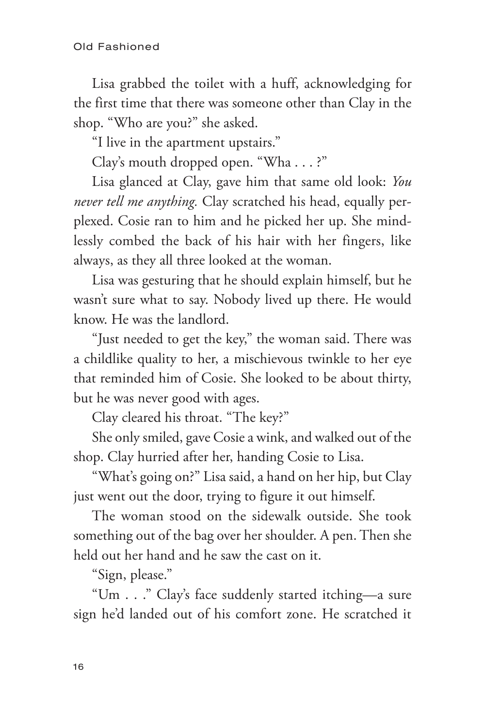Lisa grabbed the toilet with a huff, acknowledging for the first time that there was someone other than Clay in the shop. "Who are you?" she asked.

"I live in the apartment upstairs."

Clay's mouth dropped open. "Wha . . . ?"

Lisa glanced at Clay, gave him that same old look: *You never tell me anything.* Clay scratched his head, equally perplexed. Cosie ran to him and he picked her up. She mindlessly combed the back of his hair with her fingers, like always, as they all three looked at the woman.

Lisa was gesturing that he should explain himself, but he wasn't sure what to say. Nobody lived up there. He would know. He was the landlord.

"Just needed to get the key," the woman said. There was a childlike quality to her, a mischievous twinkle to her eye that reminded him of Cosie. She looked to be about thirty, but he was never good with ages.

Clay cleared his throat. "The key?"

She only smiled, gave Cosie a wink, and walked out of the shop. Clay hurried after her, handing Cosie to Lisa.

"What's going on?" Lisa said, a hand on her hip, but Clay just went out the door, trying to figure it out himself.

The woman stood on the sidewalk outside. She took something out of the bag over her shoulder. A pen. Then she held out her hand and he saw the cast on it.

"Sign, please."

"Um . . ." Clay's face suddenly started itching—a sure sign he'd landed out of his comfort zone. He scratched it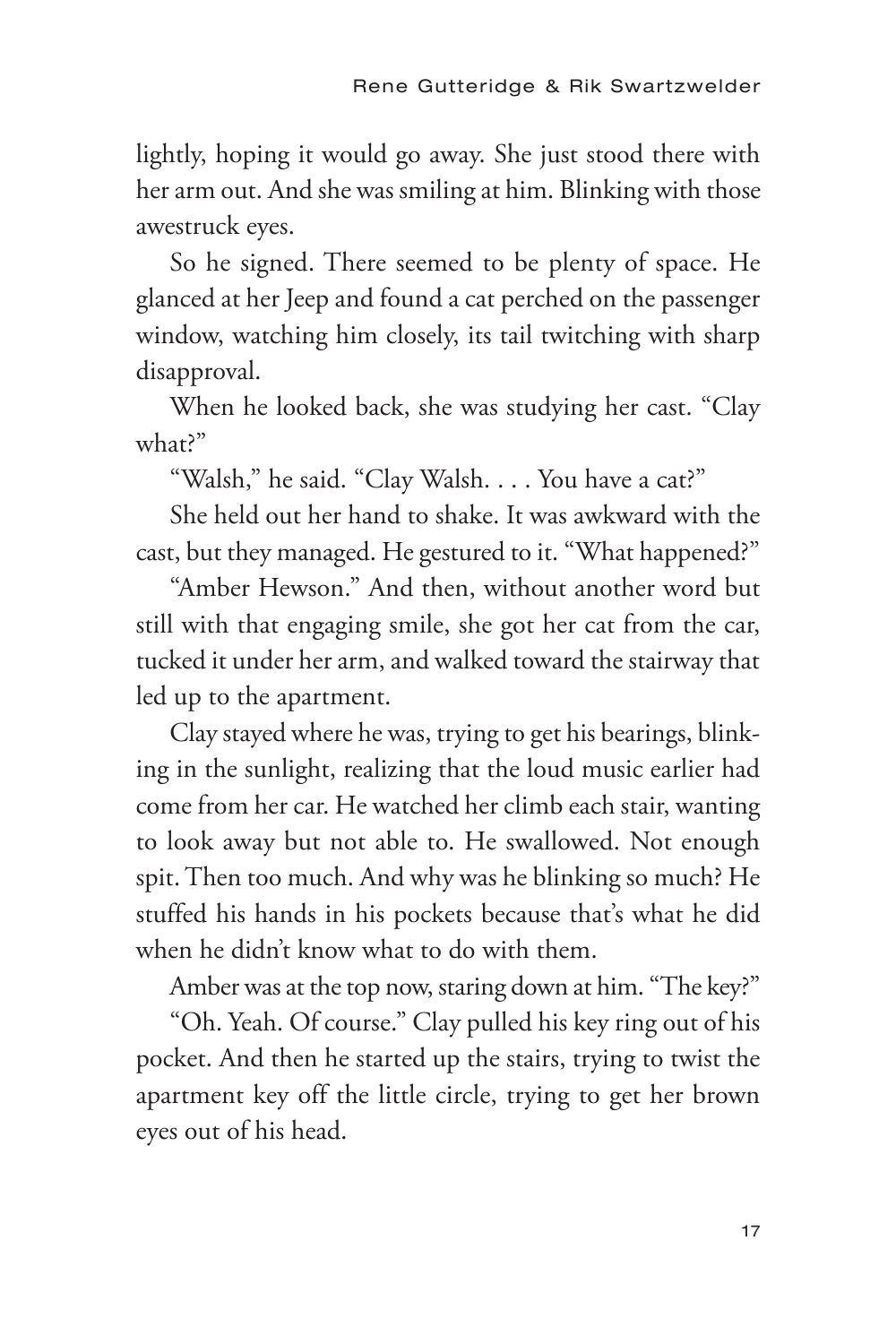lightly, hoping it would go away. She just stood there with her arm out. And she was smiling at him. Blinking with those awestruck eyes.

So he signed. There seemed to be plenty of space. He glanced at her Jeep and found a cat perched on the passenger window, watching him closely, its tail twitching with sharp disapproval.

When he looked back, she was studying her cast. "Clay what?"

"Walsh," he said. "Clay Walsh. . . . You have a cat?"

She held out her hand to shake. It was awkward with the cast, but they managed. He gestured to it. "What happened?"

"Amber Hewson." And then, without another word but still with that engaging smile, she got her cat from the car, tucked it under her arm, and walked toward the stairway that led up to the apartment.

Clay stayed where he was, trying to get his bearings, blinking in the sunlight, realizing that the loud music earlier had come from her car. He watched her climb each stair, wanting to look away but not able to. He swallowed. Not enough spit. Then too much. And why was he blinking so much? He stuffed his hands in his pockets because that's what he did when he didn't know what to do with them.

Amber was at the top now, staring down at him. "The key?"

"Oh. Yeah. Of course." Clay pulled his key ring out of his pocket. And then he started up the stairs, trying to twist the apartment key off the little circle, trying to get her brown eyes out of his head.